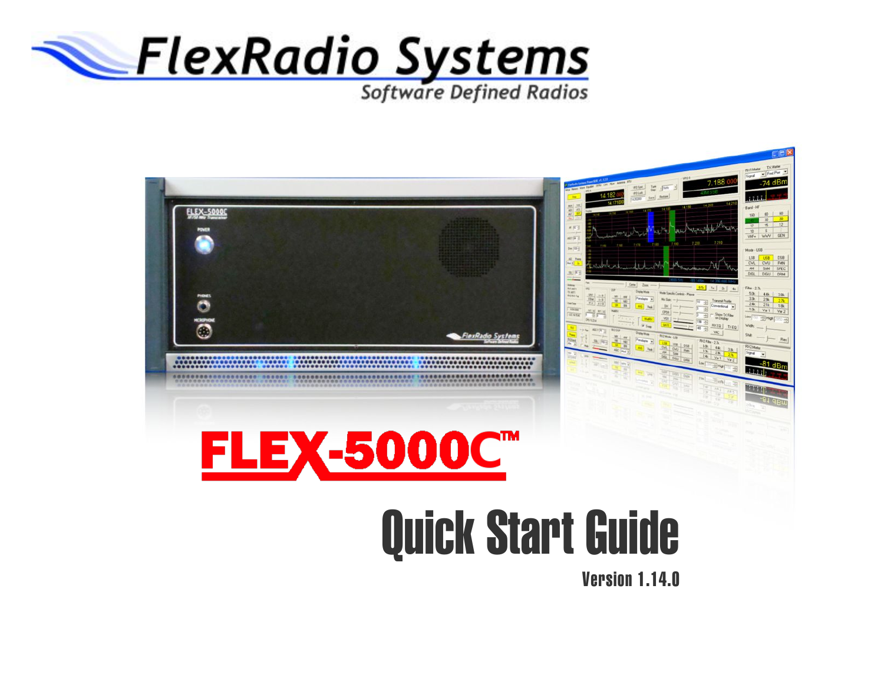# FlexRadio Systems

Software Defined Radios

# FLEX-5000C™

# Quick Start Guide

Version 1.14.0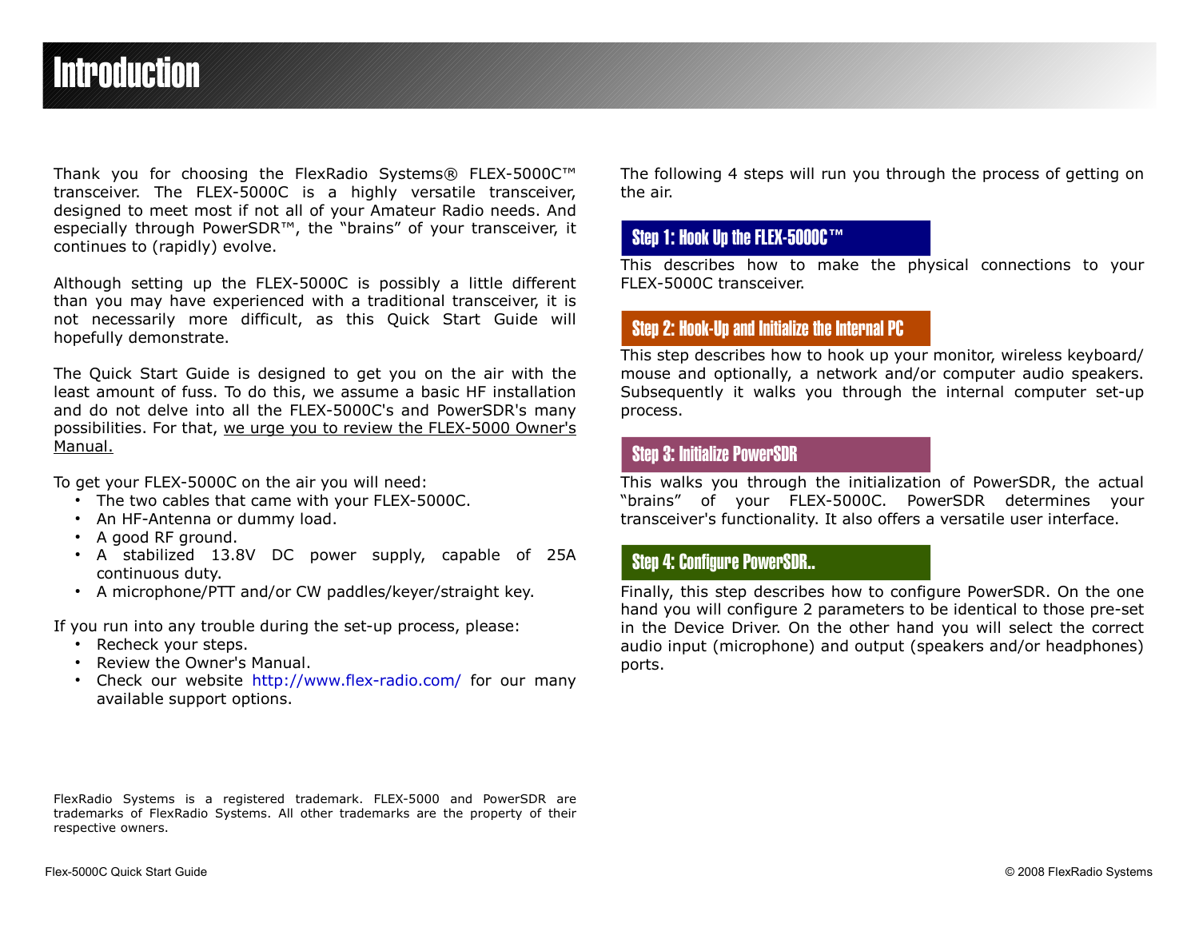# Introduction

Thank you for choosing the FlexRadio Systems® FLEX-5000C™ transceiver. The FLEX-5000C is a highly versatile transceiver, designed to meet most if not all of your Amateur Radio needs. And especially through PowerSDR™, the "brains" of your transceiver, it continues to (rapidly) evolve.

Although setting up the FLEX-5000C is possibly a little different than you may have experienced with a traditional transceiver, it is not necessarily more difficult, as this Quick Start Guide will hopefully demonstrate.

The Quick Start Guide is designed to get you on the air with the least amount of fuss. To do this, we assume a basic HF installation and do not delve into all the FLEX-5000C's and PowerSDR's many possibilities. For that, we urge you to review the FLEX-5000 Owner's Manual.

To get your FLEX-5000C on the air you will need:

- The two cables that came with your FLEX-5000C.
- An HF-Antenna or dummy load.
- A good RF ground.
- A stabilized 13.8V DC power supply, capable of 25A continuous duty.
- A microphone/PTT and/or CW paddles/keyer/straight key.

If you run into any trouble during the set-up process, please:

- Recheck your steps.
- Review the Owner's Manual.
- Check our website http://www.flex-radio.com/ for our many available support options.

FlexRadio Systems is a registered trademark. FLEX-5000 and PowerSDR are trademarks of FlexRadio Systems. All other trademarks are the property of their respective owners.

The following 4 steps will run you through the process of getting on the air.

## Step 1: Hook Up the FLEX-5000C™

This describes how to make the physical connections to your FLEX-5000C transceiver.

## Step 2: Hook-Up and Initialize the Internal PC

This step describes how to hook up your monitor, wireless keyboard/ mouse and optionally, a network and/or computer audio speakers. Subsequently it walks you through the internal computer set-up process.

## Step 3: Initialize PowerSDR

This walks you through the initialization of PowerSDR, the actual "brains" of your FLEX-5000C. PowerSDR determines your transceiver's functionality. It also offers a versatile user interface.

## Step 4: Configure PowerSDR..

Finally, this step describes how to configure PowerSDR. On the one hand you will configure 2 parameters to be identical to those pre-set in the Device Driver. On the other hand you will select the correct audio input (microphone) and output (speakers and/or headphones) ports.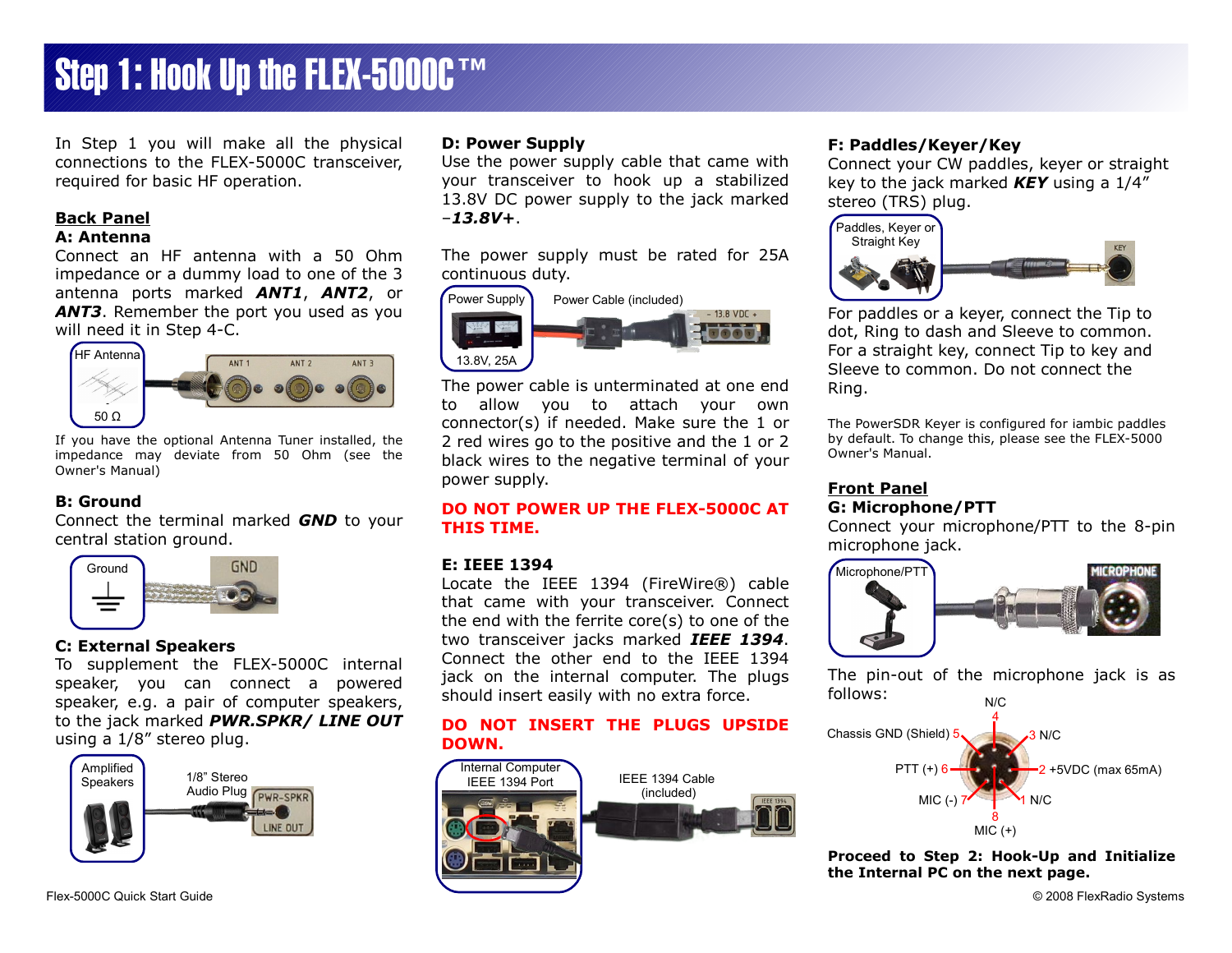# Step 1: Hook Up the FLEX-5000C™

In Step 1 you will make all the physical connections to the FLEX-5000C transceiver, required for basic HF operation.

## Back Panel

### A: Antenna

Connect an HF antenna with a 50 Ohm impedance or a dummy load to one of the 3 antenna ports marked ***ANT1***, ***ANT2***, or ***ANT3***. Remember the port you used as you will need it in Step 4-C.

HF Antenna 50 Ω — ANT 1, ANT 2, ANT 3

If you have the optional Antenna Tuner installed, the impedance may deviate from 50 Ohm (see the Owner's Manual)

### B: Ground

Connect the terminal marked ***GND*** to your central station ground.

Ground — GND

### C: External Speakers

To supplement the FLEX-5000C internal speaker, you can connect a powered speaker, e.g. a pair of computer speakers, to the jack marked ***PWR.SPKR/ LINE OUT*** using a 1/8" stereo plug.

Amplified Speakers — 1/8" Stereo Audio Plug — PWR-SPKR LINE OUT

### D: Power Supply

Use the power supply cable that came with your transceiver to hook up a stabilized 13.8V DC power supply to the jack marked ***–13.8V+***.

The power supply must be rated for 25A continuous duty.

Power Supply 13.8V, 25A — Power Cable (included) — - 13.8 VDC +

The power cable is unterminated at one end to allow you to attach your own connector(s) if needed. Make sure the 1 or 2 red wires go to the positive and the 1 or 2 black wires to the negative terminal of your power supply.

**DO NOT POWER UP THE FLEX-5000C AT THIS TIME.**

### E: IEEE 1394

Locate the IEEE 1394 (FireWire®) cable that came with your transceiver. Connect the end with the ferrite core(s) to one of the two transceiver jacks marked ***IEEE 1394***. Connect the other end to the IEEE 1394 jack on the internal computer. The plugs should insert easily with no extra force.

**DO NOT INSERT THE PLUGS UPSIDE DOWN.**

Internal Computer IEEE 1394 Port — IEEE 1394 Cable (included)

### F: Paddles/Keyer/Key

Connect your CW paddles, keyer or straight key to the jack marked ***KEY*** using a 1/4" stereo (TRS) plug.

Paddles, Keyer or Straight Key — KEY

For paddles or a keyer, connect the Tip to dot, Ring to dash and Sleeve to common. For a straight key, connect Tip to key and Sleeve to common. Do not connect the Ring.

The PowerSDR Keyer is configured for iambic paddles by default. To change this, please see the FLEX-5000 Owner's Manual.

## Front Panel

### G: Microphone/PTT

Connect your microphone/PTT to the 8-pin microphone jack.

Microphone/PTT — MICROPHONE

The pin-out of the microphone jack is as follows:

| Pin | Function |
|---|---|
| 1 | N/C |
| 2 | +5VDC (max 65mA) |
| 3 | N/C |
| 4 | N/C |
| 5 | Chassis GND (Shield) |
| 6 | PTT (+) |
| 7 | MIC (-) |
| 8 | MIC (+) |

**Proceed to Step 2: Hook-Up and Initialize the Internal PC on the next page.**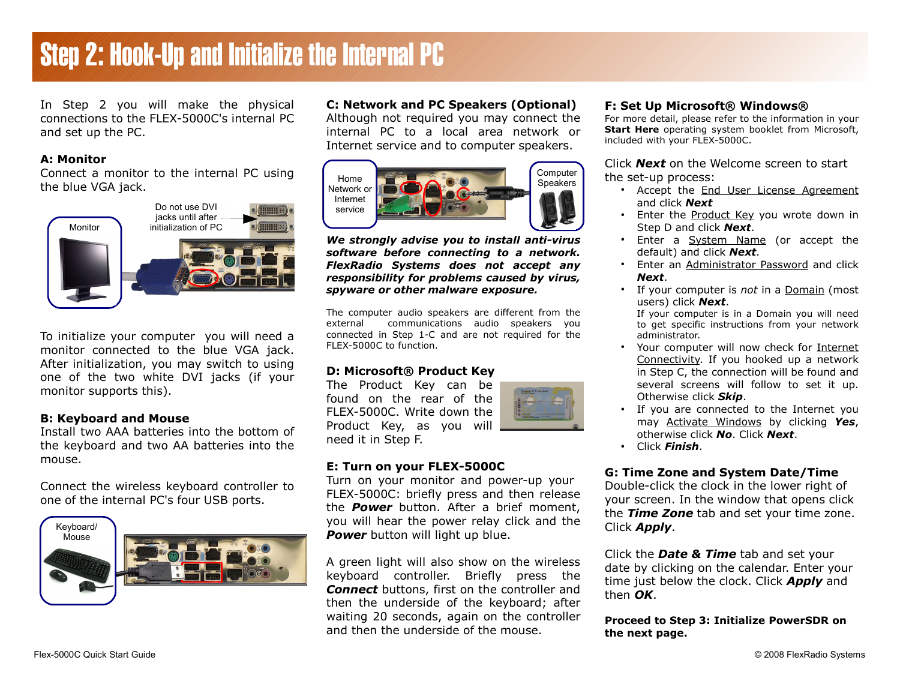# Step 2: Hook-Up and Initialize the Internal PC

In Step 2 you will make the physical connections to the FLEX-5000C's internal PC and set up the PC.

**A: Monitor**
Connect a monitor to the internal PC using the blue VGA jack.

Monitor

Do not use DVI jacks until after initialization of PC

To initialize your computer you will need a monitor connected to the blue VGA jack. After initialization, you may switch to using one of the two white DVI jacks (if your monitor supports this).

**B: Keyboard and Mouse**
Install two AAA batteries into the bottom of the keyboard and two AA batteries into the mouse.

Connect the wireless keyboard controller to one of the internal PC's four USB ports.

Keyboard/ Mouse

**C: Network and PC Speakers (Optional)**
Although not required you may connect the internal PC to a local area network or Internet service and to computer speakers.

Home Network or Internet service

Computer Speakers

***We strongly advise you to install anti-virus software before connecting to a network. FlexRadio Systems does not accept any responsibility for problems caused by virus, spyware or other malware exposure.***

The computer audio speakers are different from the external communications audio speakers you connected in Step 1-C and are not required for the FLEX-5000C to function.

**D: Microsoft® Product Key**
The Product Key can be found on the rear of the FLEX-5000C. Write down the Product Key, as you will need it in Step F.

**E: Turn on your FLEX-5000C**
Turn on your monitor and power-up your FLEX-5000C: briefly press and then release the ***Power*** button. After a brief moment, you will hear the power relay click and the ***Power*** button will light up blue.

A green light will also show on the wireless keyboard controller. Briefly press the ***Connect*** buttons, first on the controller and then the underside of the keyboard; after waiting 20 seconds, again on the controller and then the underside of the mouse.

**F: Set Up Microsoft® Windows®**
For more detail, please refer to the information in your **Start Here** operating system booklet from Microsoft, included with your FLEX-5000C.

Click ***Next*** on the Welcome screen to start the set-up process:

- Accept the End User License Agreement and click ***Next***
- Enter the Product Key you wrote down in Step D and click ***Next***.
- Enter a System Name (or accept the default) and click ***Next***.
- Enter an Administrator Password and click ***Next***.
- If your computer is *not* in a Domain (most users) click ***Next***.
  If your computer is in a Domain you will need to get specific instructions from your network administrator.
- Your computer will now check for Internet Connectivity. If you hooked up a network in Step C, the connection will be found and several screens will follow to set it up. Otherwise click ***Skip***.
- If you are connected to the Internet you may Activate Windows by clicking ***Yes***, otherwise click ***No***. Click ***Next***.
- Click ***Finish***.

**G: Time Zone and System Date/Time**
Double-click the clock in the lower right of your screen. In the window that opens click the ***Time Zone*** tab and set your time zone. Click ***Apply***.

Click the ***Date & Time*** tab and set your date by clicking on the calendar. Enter your time just below the clock. Click ***Apply*** and then ***OK***.

**Proceed to Step 3: Initialize PowerSDR on the next page.**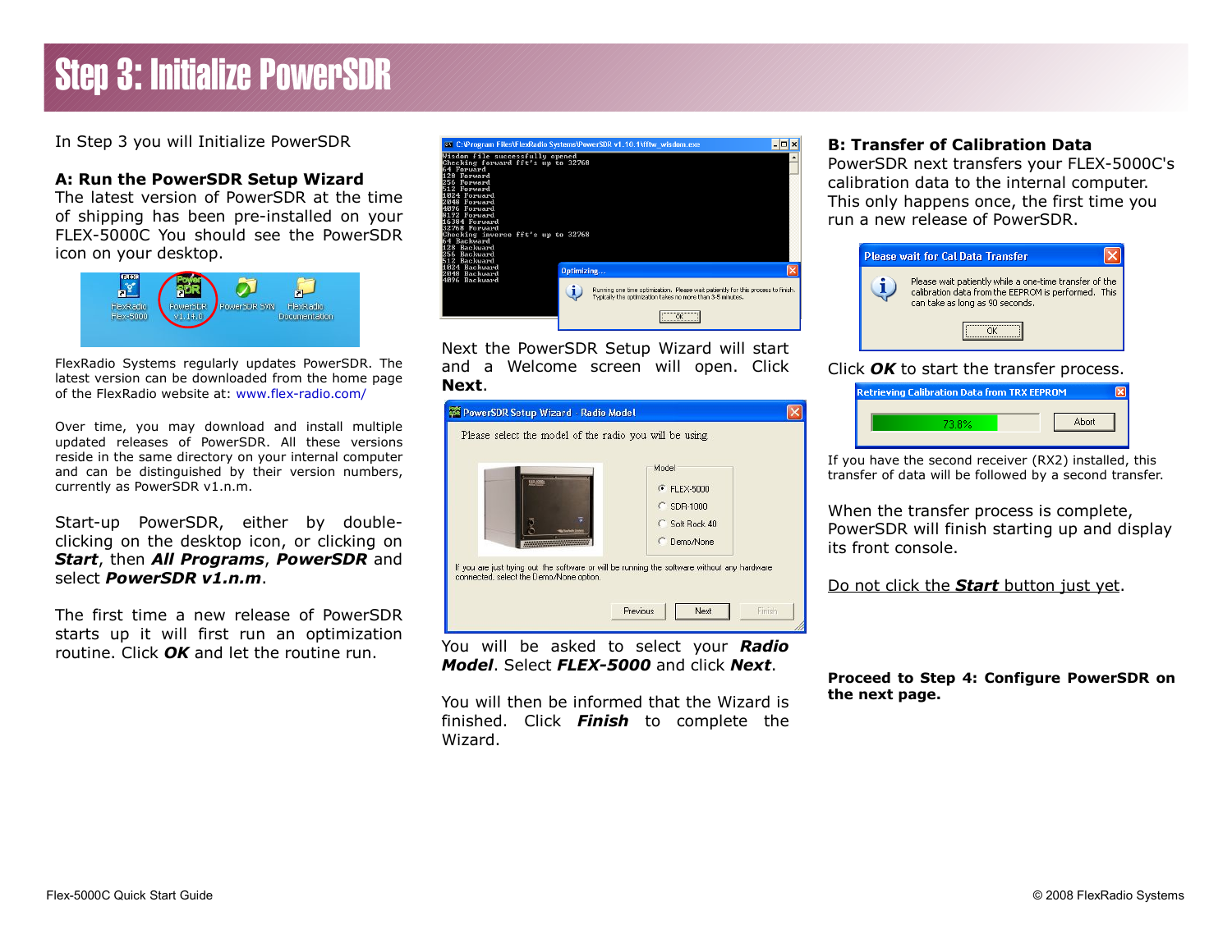# Step 3: Initialize PowerSDR

In Step 3 you will Initialize PowerSDR

**A: Run the PowerSDR Setup Wizard**

The latest version of PowerSDR at the time of shipping has been pre-installed on your FLEX-5000C You should see the PowerSDR icon on your desktop.

FlexRadio Systems regularly updates PowerSDR. The latest version can be downloaded from the home page of the FlexRadio website at: www.flex-radio.com/

Over time, you may download and install multiple updated releases of PowerSDR. All these versions reside in the same directory on your internal computer and can be distinguished by their version numbers, currently as PowerSDR v1.n.m.

Start-up PowerSDR, either by double-clicking on the desktop icon, or clicking on ***Start***, then ***All Programs***, ***PowerSDR*** and select ***PowerSDR v1.n.m***.

The first time a new release of PowerSDR starts up it will first run an optimization routine. Click ***OK*** and let the routine run.

Next the PowerSDR Setup Wizard will start and a Welcome screen will open. Click **Next**.

You will be asked to select your ***Radio Model***. Select ***FLEX-5000*** and click ***Next***.

You will then be informed that the Wizard is finished. Click ***Finish*** to complete the Wizard.

**B: Transfer of Calibration Data**

PowerSDR next transfers your FLEX-5000C's calibration data to the internal computer. This only happens once, the first time you run a new release of PowerSDR.

Click ***OK*** to start the transfer process.

If you have the second receiver (RX2) installed, this transfer of data will be followed by a second transfer.

When the transfer process is complete, PowerSDR will finish starting up and display its front console.

Do not click the ***Start*** button just yet.

**Proceed to Step 4: Configure PowerSDR on the next page.**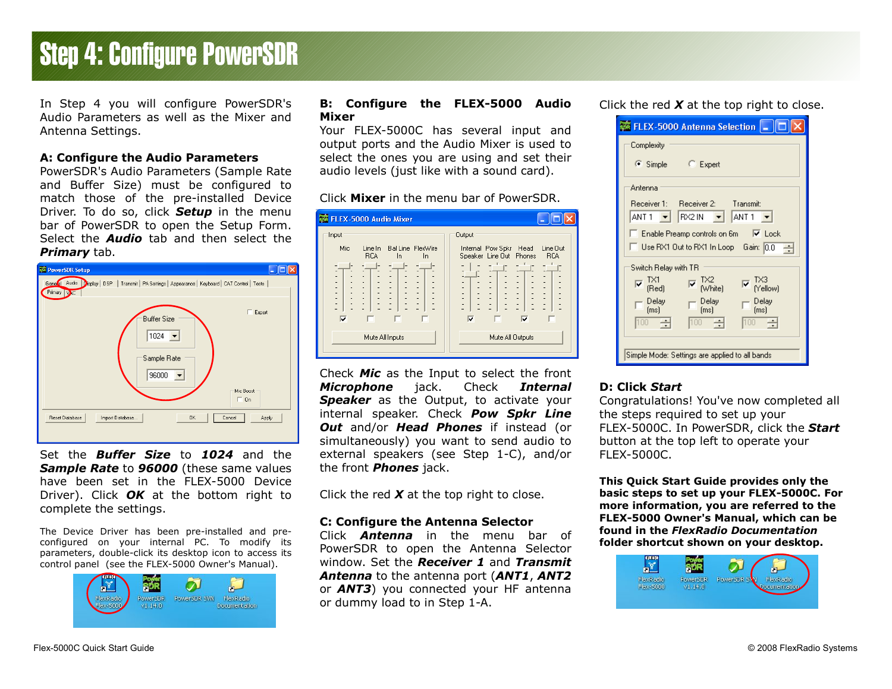# Step 4: Configure PowerSDR

In Step 4 you will configure PowerSDR's Audio Parameters as well as the Mixer and Antenna Settings.

**A: Configure the Audio Parameters**
PowerSDR's Audio Parameters (Sample Rate and Buffer Size) must be configured to match those of the pre-installed Device Driver. To do so, click ***Setup*** in the menu bar of PowerSDR to open the Setup Form. Select the ***Audio*** tab and then select the ***Primary*** tab.

Set the ***Buffer Size*** to ***1024*** and the ***Sample Rate*** to ***96000*** (these same values have been set in the FLEX-5000 Device Driver). Click ***OK*** at the bottom right to complete the settings.

The Device Driver has been pre-installed and pre-configured on your internal PC. To modify its parameters, double-click its desktop icon to access its control panel (see the FLEX-5000 Owner's Manual).

**B: Configure the FLEX-5000 Audio Mixer**
Your FLEX-5000C has several input and output ports and the Audio Mixer is used to select the ones you are using and set their audio levels (just like with a sound card).

Click **Mixer** in the menu bar of PowerSDR.

Check ***Mic*** as the Input to select the front ***Microphone*** jack. Check ***Internal Speaker*** as the Output, to activate your internal speaker. Check ***Pow Spkr Line Out*** and/or ***Head Phones*** if instead (or simultaneously) you want to send audio to external speakers (see Step 1-C), and/or the front ***Phones*** jack.

Click the red ***X*** at the top right to close.

**C: Configure the Antenna Selector**
Click ***Antenna*** in the menu bar of PowerSDR to open the Antenna Selector window. Set the ***Receiver 1*** and ***Transmit Antenna*** to the antenna port (***ANT1***, ***ANT2*** or ***ANT3***) you connected your HF antenna or dummy load to in Step 1-A.

Click the red ***X*** at the top right to close.

**D: Click *Start***
Congratulations! You've now completed all the steps required to set up your FLEX-5000C. In PowerSDR, click the ***Start*** button at the top left to operate your FLEX-5000C.

**This Quick Start Guide provides only the basic steps to set up your FLEX-5000C. For more information, you are referred to the FLEX-5000 Owner's Manual, which can be found in the *FlexRadio Documentation* folder shortcut shown on your desktop.**